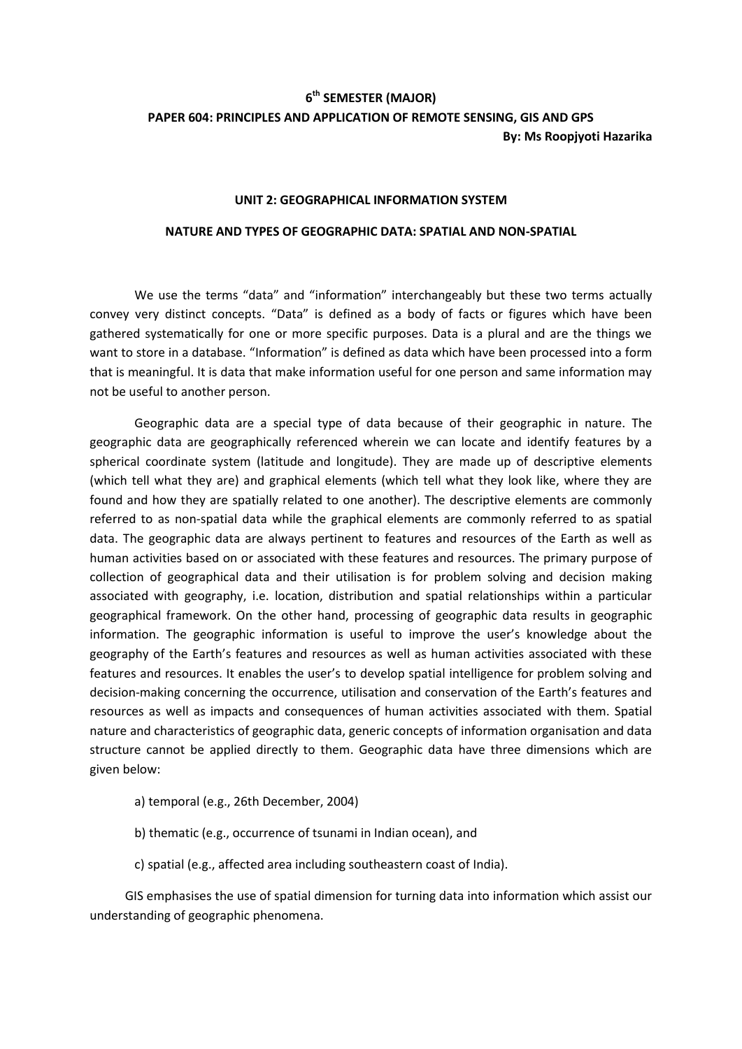**6th SEMESTER (MAJOR)**

**PAPER 604: PRINCIPLES AND APPLICATION OF REMOTE SENSING, GIS AND GPS**

**By: Ms Roopjyoti Hazarika**

## UNIT 2: GEOGRAPHICAL INFORMATION SYSTEM

## NATURE AND TYPES OF GEOGRAPHIC DATA: SPATIAL AND NON-SPATIAL

We use the terms "data" and "information" interchangeably but these two terms actually convey very distinct concepts. "Data" is defined as a body of facts or figures which have been gathered systematically for one or more specific purposes. Data is a plural and are the things we want to store in a database. "Information" is defined as data which have been processed into a form that is meaningful. It is data that make information useful for one person and same information may not be useful to another person.

Geographic data are a special type of data because of their geographic in nature. The geographic data are geographically referenced wherein we can locate and identify features by a spherical coordinate system (latitude and longitude). They are made up of descriptive elements (which tell what they are) and graphical elements (which tell what they look like, where they are found and how they are spatially related to one another). The descriptive elements are commonly referred to as non-spatial data while the graphical elements are commonly referred to as spatial data. The geographic data are always pertinent to features and resources of the Earth as well as human activities based on or associated with these features and resources. The primary purpose of collection of geographical data and their utilisation is for problem solving and decision making associated with geography, i.e. location, distribution and spatial relationships within a particular geographical framework. On the other hand, processing of geographic data results in geographic information. The geographic information is useful to improve the user's knowledge about the geography of the Earth's features and resources as well as human activities associated with these features and resources. It enables the user's to develop spatial intelligence for problem solving and decision-making concerning the occurrence, utilisation and conservation of the Earth's features and resources as well as impacts and consequences of human activities associated with them. Spatial nature and characteristics of geographic data, generic concepts of information organisation and data structure cannot be applied directly to them. Geographic data have three dimensions which are given below:

a) temporal (e.g., 26th December, 2004)

b) thematic (e.g., occurrence of tsunami in Indian ocean), and

c) spatial (e.g., affected area including southeastern coast of India).

GIS emphasises the use of spatial dimension for turning data into information which assist our understanding of geographic phenomena.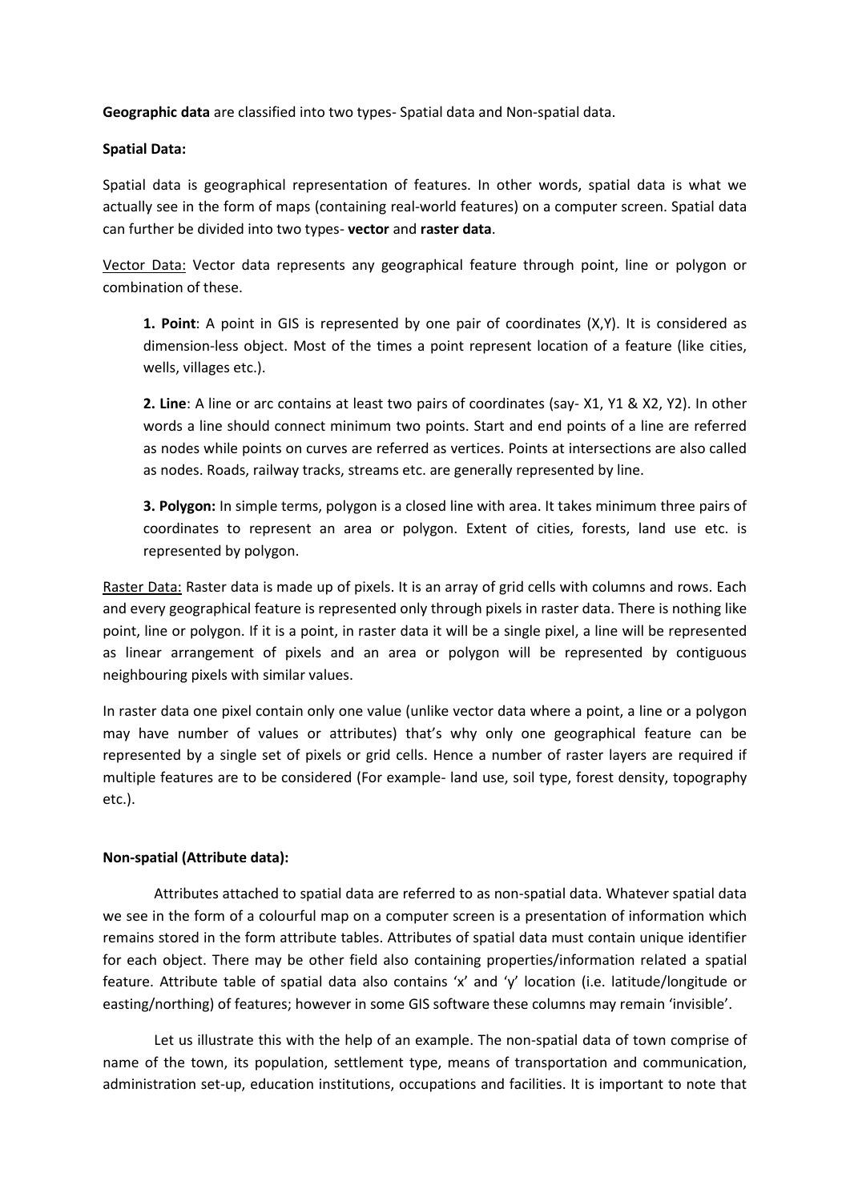**Geographic data** are classified into two types- Spatial data and Non-spatial data.

**Spatial Data:**

Spatial data is geographical representation of features. In other words, spatial data is what we actually see in the form of maps (containing real-world features) on a computer screen. Spatial data can further be divided into two types- **vector** and **raster data**.

Vector Data: Vector data represents any geographical feature through point, line or polygon or combination of these.

> **1. Point**: A point in GIS is represented by one pair of coordinates (X,Y). It is considered as dimension-less object. Most of the times a point represent location of a feature (like cities, wells, villages etc.).
>
> **2. Line**: A line or arc contains at least two pairs of coordinates (say- X1, Y1 & X2, Y2). In other words a line should connect minimum two points. Start and end points of a line are referred as nodes while points on curves are referred as vertices. Points at intersections are also called as nodes. Roads, railway tracks, streams etc. are generally represented by line.
>
> **3. Polygon:** In simple terms, polygon is a closed line with area. It takes minimum three pairs of coordinates to represent an area or polygon. Extent of cities, forests, land use etc. is represented by polygon.

Raster Data: Raster data is made up of pixels. It is an array of grid cells with columns and rows. Each and every geographical feature is represented only through pixels in raster data. There is nothing like point, line or polygon. If it is a point, in raster data it will be a single pixel, a line will be represented as linear arrangement of pixels and an area or polygon will be represented by contiguous neighbouring pixels with similar values.

In raster data one pixel contain only one value (unlike vector data where a point, a line or a polygon may have number of values or attributes) that's why only one geographical feature can be represented by a single set of pixels or grid cells. Hence a number of raster layers are required if multiple features are to be considered (For example- land use, soil type, forest density, topography etc.).

**Non-spatial (Attribute data):**

Attributes attached to spatial data are referred to as non-spatial data. Whatever spatial data we see in the form of a colourful map on a computer screen is a presentation of information which remains stored in the form attribute tables. Attributes of spatial data must contain unique identifier for each object. There may be other field also containing properties/information related a spatial feature. Attribute table of spatial data also contains 'x' and 'y' location (i.e. latitude/longitude or easting/northing) of features; however in some GIS software these columns may remain 'invisible'.

Let us illustrate this with the help of an example. The non-spatial data of town comprise of name of the town, its population, settlement type, means of transportation and communication, administration set-up, education institutions, occupations and facilities. It is important to note that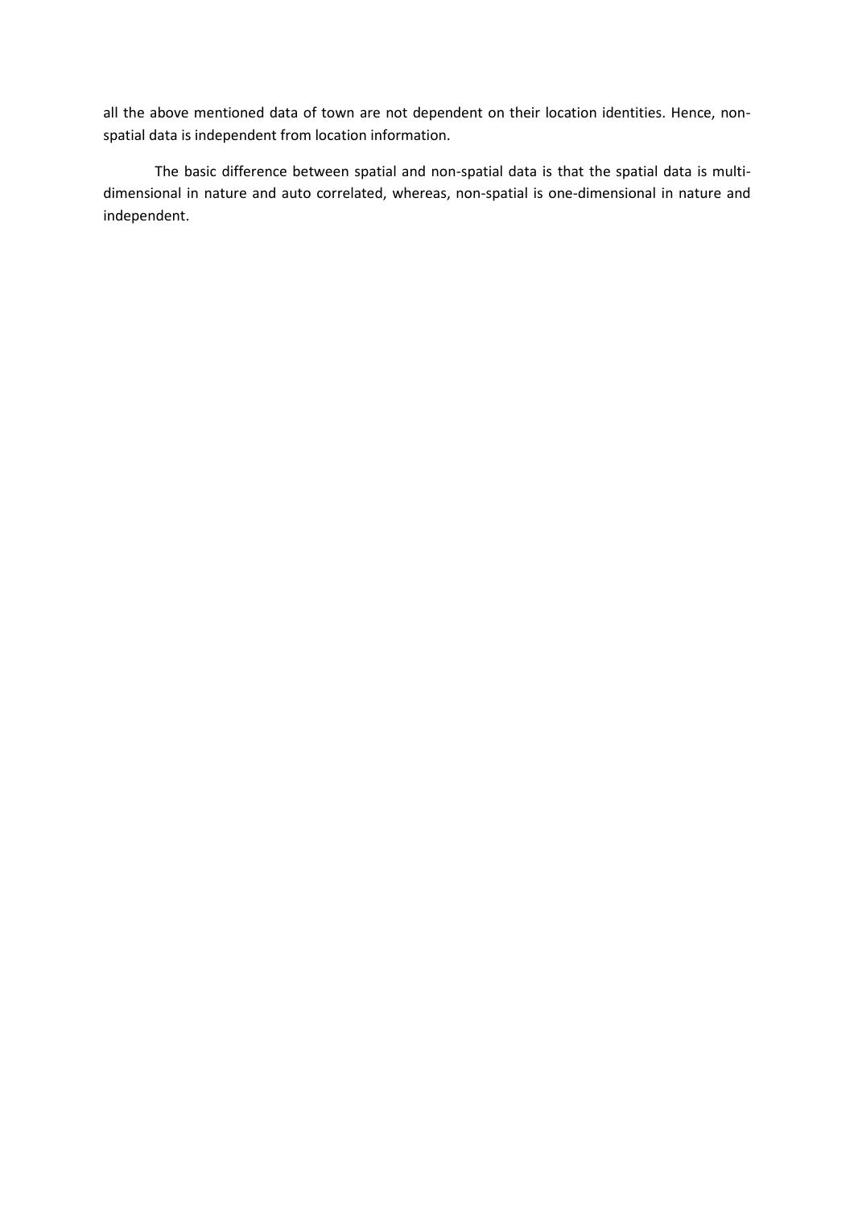all the above mentioned data of town are not dependent on their location identities. Hence, non-spatial data is independent from location information.

The basic difference between spatial and non-spatial data is that the spatial data is multi-dimensional in nature and auto correlated, whereas, non-spatial is one-dimensional in nature and independent.